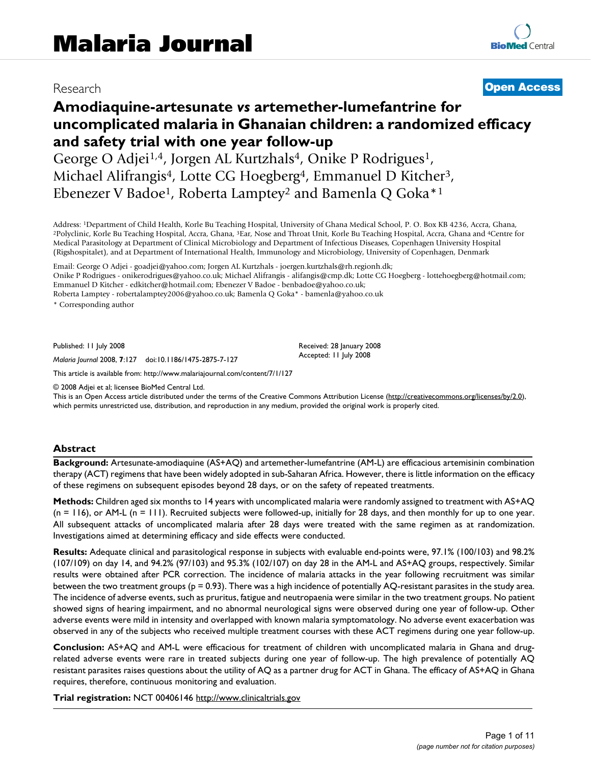Research

**Open Access**

# Amodiaquine-artesunate *vs* artemether-lumefantrine for uncomplicated malaria in Ghanaian children: a randomized efficacy and safety trial with one year follow-up

George O Adjei[1,4], Jorgen AL Kurtzhals[4], Onike P Rodrigues[1], Michael Alifrangis[4], Lotte CG Hoegberg[4], Emmanuel D Kitcher[3], Ebenezer V Badoe[1], Roberta Lamptey[2] and Bamenla Q Goka*[1]

Address: [1]Department of Child Health, Korle Bu Teaching Hospital, University of Ghana Medical School, P. O. Box KB 4236, Accra, Ghana, [2]Polyclinic, Korle Bu Teaching Hospital, Accra, Ghana, [3]Ear, Nose and Throat Unit, Korle Bu Teaching Hospital, Accra, Ghana and [4]Centre for Medical Parasitology at Department of Clinical Microbiology and Department of Infectious Diseases, Copenhagen University Hospital (Rigshospitalet), and at Department of International Health, Immunology and Microbiology, University of Copenhagen, Denmark

Email: George O Adjei - goadjei@yahoo.com; Jorgen AL Kurtzhals - joergen.kurtzhals@rh.regionh.dk; Onike P Rodrigues - onikerodrigues@yahoo.co.uk; Michael Alifrangis - alifangis@cmp.dk; Lotte CG Hoegberg - lottehoegberg@hotmail.com; Emmanuel D Kitcher - edkitcher@hotmail.com; Ebenezer V Badoe - benbadoe@yahoo.co.uk; Roberta Lamptey - robertalamptey2006@yahoo.co.uk; Bamenla Q Goka* - bamenla@yahoo.co.uk

\* Corresponding author

Published: 11 July 2008

*Malaria Journal* 2008, **7**:127 doi:10.1186/1475-2875-7-127

Received: 28 January 2008

Accepted: 11 July 2008

This article is available from: http://www.malariajournal.com/content/7/1/127

© 2008 Adjei et al; licensee BioMed Central Ltd.

This is an Open Access article distributed under the terms of the Creative Commons Attribution License (http://creativecommons.org/licenses/by/2.0), which permits unrestricted use, distribution, and reproduction in any medium, provided the original work is properly cited.

## Abstract

**Background:** Artesunate-amodiaquine (AS+AQ) and artemether-lumefantrine (AM-L) are efficacious artemisinin combination therapy (ACT) regimens that have been widely adopted in sub-Saharan Africa. However, there is little information on the efficacy of these regimens on subsequent episodes beyond 28 days, or on the safety of repeated treatments.

**Methods:** Children aged six months to 14 years with uncomplicated malaria were randomly assigned to treatment with AS+AQ (n = 116), or AM-L (n = 111). Recruited subjects were followed-up, initially for 28 days, and then monthly for up to one year. All subsequent attacks of uncomplicated malaria after 28 days were treated with the same regimen as at randomization. Investigations aimed at determining efficacy and side effects were conducted.

**Results:** Adequate clinical and parasitological response in subjects with evaluable end-points were, 97.1% (100/103) and 98.2% (107/109) on day 14, and 94.2% (97/103) and 95.3% (102/107) on day 28 in the AM-L and AS+AQ groups, respectively. Similar results were obtained after PCR correction. The incidence of malaria attacks in the year following recruitment was similar between the two treatment groups (p = 0.93). There was a high incidence of potentially AQ-resistant parasites in the study area. The incidence of adverse events, such as pruritus, fatigue and neutropaenia were similar in the two treatment groups. No patient showed signs of hearing impairment, and no abnormal neurological signs were observed during one year of follow-up. Other adverse events were mild in intensity and overlapped with known malaria symptomatology. No adverse event exacerbation was observed in any of the subjects who received multiple treatment courses with these ACT regimens during one year follow-up.

**Conclusion:** AS+AQ and AM-L were efficacious for treatment of children with uncomplicated malaria in Ghana and drug-related adverse events were rare in treated subjects during one year of follow-up. The high prevalence of potentially AQ resistant parasites raises questions about the utility of AQ as a partner drug for ACT in Ghana. The efficacy of AS+AQ in Ghana requires, therefore, continuous monitoring and evaluation.

**Trial registration:** NCT 00406146 http://www.clinicaltrials.gov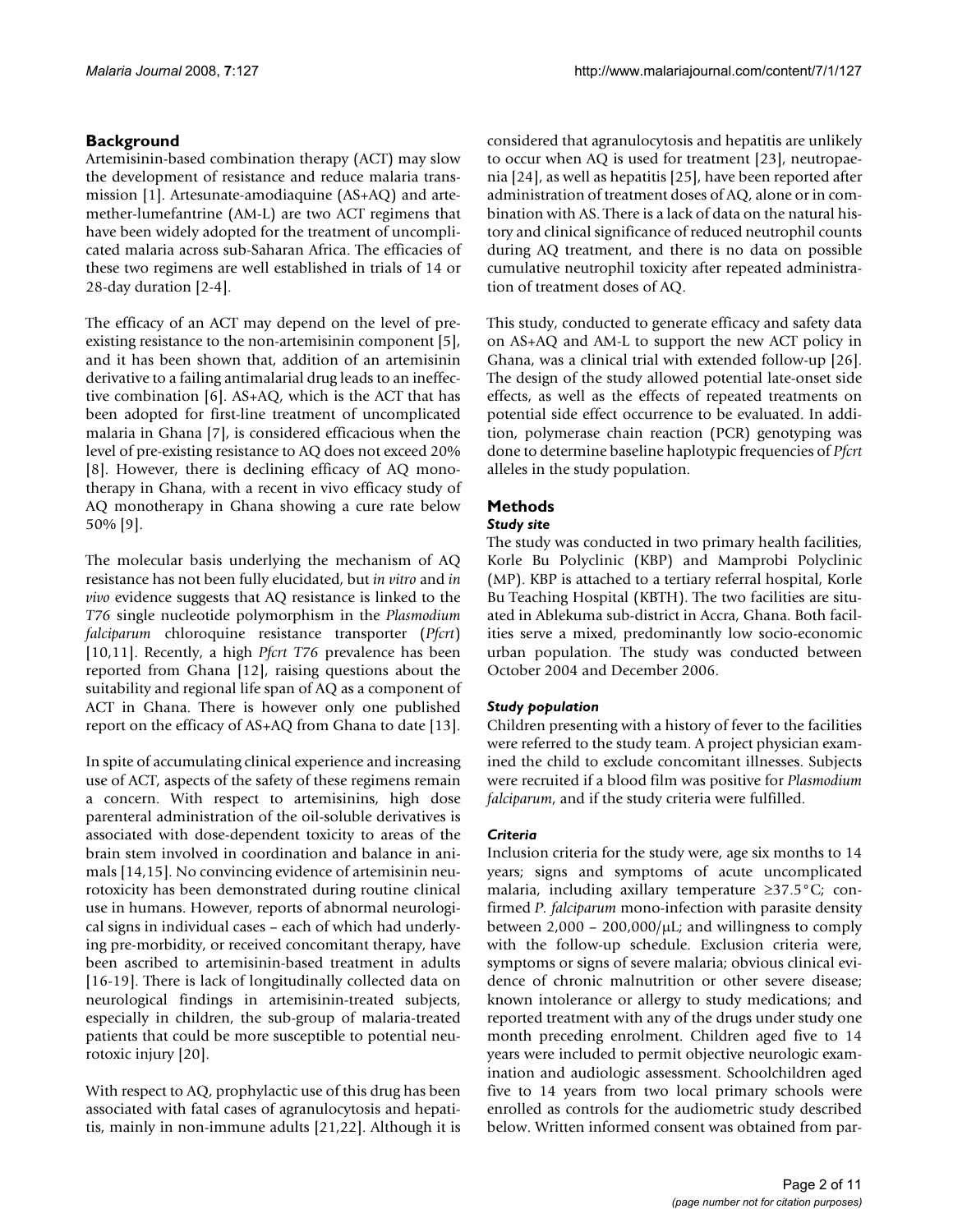## Background

Artemisinin-based combination therapy (ACT) may slow the development of resistance and reduce malaria transmission [1]. Artesunate-amodiaquine (AS+AQ) and artemether-lumefantrine (AM-L) are two ACT regimens that have been widely adopted for the treatment of uncomplicated malaria across sub-Saharan Africa. The efficacies of these two regimens are well established in trials of 14 or 28-day duration [2-4].

The efficacy of an ACT may depend on the level of pre-existing resistance to the non-artemisinin component [5], and it has been shown that, addition of an artemisinin derivative to a failing antimalarial drug leads to an ineffective combination [6]. AS+AQ, which is the ACT that has been adopted for first-line treatment of uncomplicated malaria in Ghana [7], is considered efficacious when the level of pre-existing resistance to AQ does not exceed 20% [8]. However, there is declining efficacy of AQ monotherapy in Ghana, with a recent in vivo efficacy study of AQ monotherapy in Ghana showing a cure rate below 50% [9].

The molecular basis underlying the mechanism of AQ resistance has not been fully elucidated, but *in vitro* and *in vivo* evidence suggests that AQ resistance is linked to the *T76* single nucleotide polymorphism in the *Plasmodium falciparum* chloroquine resistance transporter (*Pfcrt*) [10,11]. Recently, a high *Pfcrt T76* prevalence has been reported from Ghana [12], raising questions about the suitability and regional life span of AQ as a component of ACT in Ghana. There is however only one published report on the efficacy of AS+AQ from Ghana to date [13].

In spite of accumulating clinical experience and increasing use of ACT, aspects of the safety of these regimens remain a concern. With respect to artemisinins, high dose parenteral administration of the oil-soluble derivatives is associated with dose-dependent toxicity to areas of the brain stem involved in coordination and balance in animals [14,15]. No convincing evidence of artemisinin neurotoxicity has been demonstrated during routine clinical use in humans. However, reports of abnormal neurological signs in individual cases – each of which had underlying pre-morbidity, or received concomitant therapy, have been ascribed to artemisinin-based treatment in adults [16-19]. There is lack of longitudinally collected data on neurological findings in artemisinin-treated subjects, especially in children, the sub-group of malaria-treated patients that could be more susceptible to potential neurotoxic injury [20].

With respect to AQ, prophylactic use of this drug has been associated with fatal cases of agranulocytosis and hepatitis, mainly in non-immune adults [21,22]. Although it is considered that agranulocytosis and hepatitis are unlikely to occur when AQ is used for treatment [23], neutropaenia [24], as well as hepatitis [25], have been reported after administration of treatment doses of AQ, alone or in combination with AS. There is a lack of data on the natural history and clinical significance of reduced neutrophil counts during AQ treatment, and there is no data on possible cumulative neutrophil toxicity after repeated administration of treatment doses of AQ.

This study, conducted to generate efficacy and safety data on AS+AQ and AM-L to support the new ACT policy in Ghana, was a clinical trial with extended follow-up [26]. The design of the study allowed potential late-onset side effects, as well as the effects of repeated treatments on potential side effect occurrence to be evaluated. In addition, polymerase chain reaction (PCR) genotyping was done to determine baseline haplotypic frequencies of *Pfcrt* alleles in the study population.

## Methods

### Study site

The study was conducted in two primary health facilities, Korle Bu Polyclinic (KBP) and Mamprobi Polyclinic (MP). KBP is attached to a tertiary referral hospital, Korle Bu Teaching Hospital (KBTH). The two facilities are situated in Ablekuma sub-district in Accra, Ghana. Both facilities serve a mixed, predominantly low socio-economic urban population. The study was conducted between October 2004 and December 2006.

### Study population

Children presenting with a history of fever to the facilities were referred to the study team. A project physician examined the child to exclude concomitant illnesses. Subjects were recruited if a blood film was positive for *Plasmodium falciparum*, and if the study criteria were fulfilled.

### Criteria

Inclusion criteria for the study were, age six months to 14 years; signs and symptoms of acute uncomplicated malaria, including axillary temperature ≥37.5°C; confirmed *P. falciparum* mono-infection with parasite density between 2,000 – 200,000/μL; and willingness to comply with the follow-up schedule. Exclusion criteria were, symptoms or signs of severe malaria; obvious clinical evidence of chronic malnutrition or other severe disease; known intolerance or allergy to study medications; and reported treatment with any of the drugs under study one month preceding enrolment. Children aged five to 14 years were included to permit objective neurologic examination and audiologic assessment. Schoolchildren aged five to 14 years from two local primary schools were enrolled as controls for the audiometric study described below. Written informed consent was obtained from par-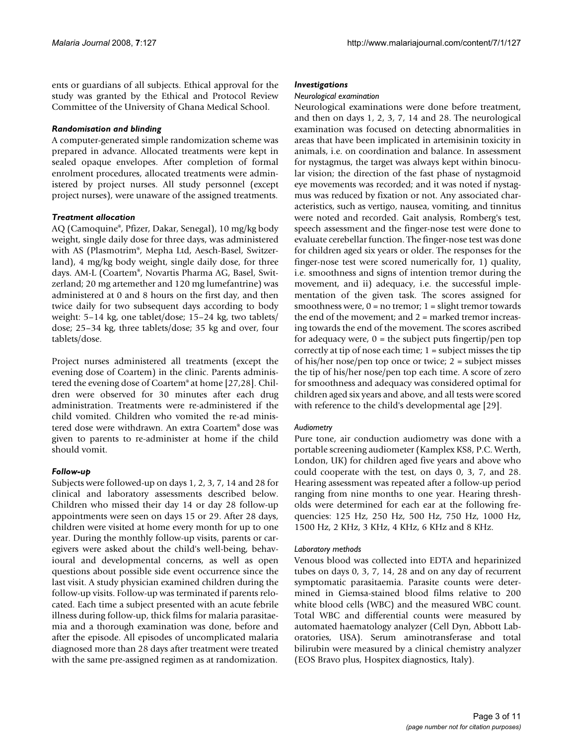ents or guardians of all subjects. Ethical approval for the study was granted by the Ethical and Protocol Review Committee of the University of Ghana Medical School.

### *Randomisation and blinding*

A computer-generated simple randomization scheme was prepared in advance. Allocated treatments were kept in sealed opaque envelopes. After completion of formal enrolment procedures, allocated treatments were administered by project nurses. All study personnel (except project nurses), were unaware of the assigned treatments.

### *Treatment allocation*

AQ (Camoquine®, Pfizer, Dakar, Senegal), 10 mg/kg body weight, single daily dose for three days, was administered with AS (Plasmotrim®, Mepha Ltd, Aesch-Basel, Switzerland), 4 mg/kg body weight, single daily dose, for three days. AM-L (Coartem®, Novartis Pharma AG, Basel, Switzerland; 20 mg artemether and 120 mg lumefantrine) was administered at 0 and 8 hours on the first day, and then twice daily for two subsequent days according to body weight: 5–14 kg, one tablet/dose; 15–24 kg, two tablets/dose; 25–34 kg, three tablets/dose; 35 kg and over, four tablets/dose.

Project nurses administered all treatments (except the evening dose of Coartem) in the clinic. Parents administered the evening dose of Coartem® at home [27,28]. Children were observed for 30 minutes after each drug administration. Treatments were re-administered if the child vomited. Children who vomited the re-ad ministered dose were withdrawn. An extra Coartem® dose was given to parents to re-administer at home if the child should vomit.

### *Follow-up*

Subjects were followed-up on days 1, 2, 3, 7, 14 and 28 for clinical and laboratory assessments described below. Children who missed their day 14 or day 28 follow-up appointments were seen on days 15 or 29. After 28 days, children were visited at home every month for up to one year. During the monthly follow-up visits, parents or caregivers were asked about the child's well-being, behavioural and developmental concerns, as well as open questions about possible side event occurrence since the last visit. A study physician examined children during the follow-up visits. Follow-up was terminated if parents relocated. Each time a subject presented with an acute febrile illness during follow-up, thick films for malaria parasitaemia and a thorough examination was done, before and after the episode. All episodes of uncomplicated malaria diagnosed more than 28 days after treatment were treated with the same pre-assigned regimen as at randomization.

### *Investigations*

#### *Neurological examination*

Neurological examinations were done before treatment, and then on days 1, 2, 3, 7, 14 and 28. The neurological examination was focused on detecting abnormalities in areas that have been implicated in artemisinin toxicity in animals, i.e. on coordination and balance. In assessment for nystagmus, the target was always kept within binocular vision; the direction of the fast phase of nystagmoid eye movements was recorded; and it was noted if nystagmus was reduced by fixation or not. Any associated characteristics, such as vertigo, nausea, vomiting, and tinnitus were noted and recorded. Gait analysis, Romberg's test, speech assessment and the finger-nose test were done to evaluate cerebellar function. The finger-nose test was done for children aged six years or older. The responses for the finger-nose test were scored numerically for, 1) quality, i.e. smoothness and signs of intention tremor during the movement, and ii) adequacy, i.e. the successful implementation of the given task. The scores assigned for smoothness were, 0 = no tremor; 1 = slight tremor towards the end of the movement; and 2 = marked tremor increasing towards the end of the movement. The scores ascribed for adequacy were, 0 = the subject puts fingertip/pen top correctly at tip of nose each time; 1 = subject misses the tip of his/her nose/pen top once or twice; 2 = subject misses the tip of his/her nose/pen top each time. A score of zero for smoothness and adequacy was considered optimal for children aged six years and above, and all tests were scored with reference to the child's developmental age [29].

#### *Audiometry*

Pure tone, air conduction audiometry was done with a portable screening audiometer (Kamplex KS8, P.C. Werth, London, UK) for children aged five years and above who could cooperate with the test, on days 0, 3, 7, and 28. Hearing assessment was repeated after a follow-up period ranging from nine months to one year. Hearing thresholds were determined for each ear at the following frequencies: 125 Hz, 250 Hz, 500 Hz, 750 Hz, 1000 Hz, 1500 Hz, 2 KHz, 3 KHz, 4 KHz, 6 KHz and 8 KHz.

#### *Laboratory methods*

Venous blood was collected into EDTA and heparinized tubes on days 0, 3, 7, 14, 28 and on any day of recurrent symptomatic parasitaemia. Parasite counts were determined in Giemsa-stained blood films relative to 200 white blood cells (WBC) and the measured WBC count. Total WBC and differential counts were measured by automated haematology analyzer (Cell Dyn, Abbott Laboratories, USA). Serum aminotransferase and total bilirubin were measured by a clinical chemistry analyzer (EOS Bravo plus, Hospitex diagnostics, Italy).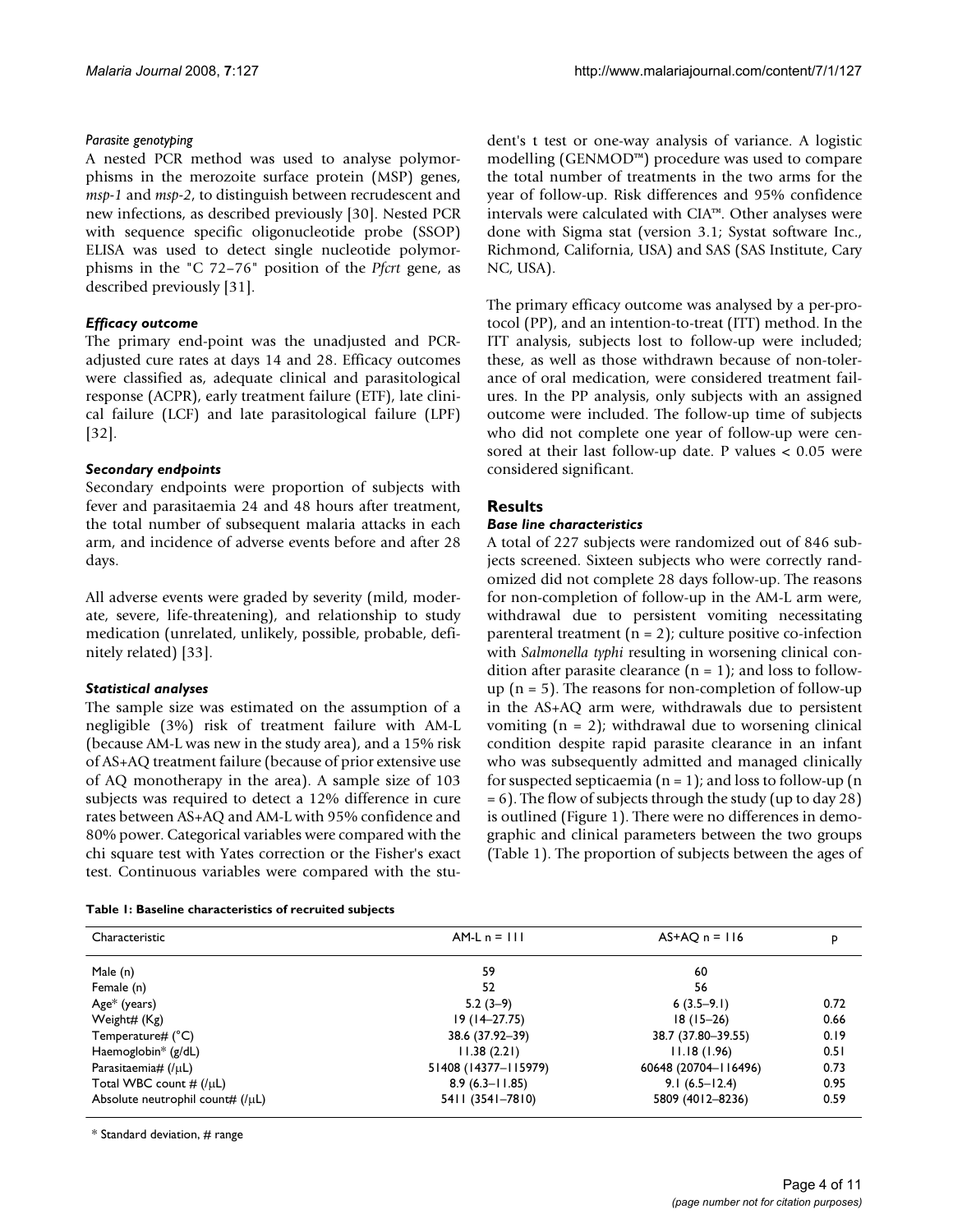*Parasite genotyping*

A nested PCR method was used to analyse polymorphisms in the merozoite surface protein (MSP) genes, *msp-1* and *msp-2*, to distinguish between recrudescent and new infections, as described previously [30]. Nested PCR with sequence specific oligonucleotide probe (SSOP) ELISA was used to detect single nucleotide polymorphisms in the "C 72–76" position of the *Pfcrt* gene, as described previously [31].

### *Efficacy outcome*

The primary end-point was the unadjusted and PCR-adjusted cure rates at days 14 and 28. Efficacy outcomes were classified as, adequate clinical and parasitological response (ACPR), early treatment failure (ETF), late clinical failure (LCF) and late parasitological failure (LPF) [32].

### *Secondary endpoints*

Secondary endpoints were proportion of subjects with fever and parasitaemia 24 and 48 hours after treatment, the total number of subsequent malaria attacks in each arm, and incidence of adverse events before and after 28 days.

All adverse events were graded by severity (mild, moderate, severe, life-threatening), and relationship to study medication (unrelated, unlikely, possible, probable, definitely related) [33].

### *Statistical analyses*

The sample size was estimated on the assumption of a negligible (3%) risk of treatment failure with AM-L (because AM-L was new in the study area), and a 15% risk of AS+AQ treatment failure (because of prior extensive use of AQ monotherapy in the area). A sample size of 103 subjects was required to detect a 12% difference in cure rates between AS+AQ and AM-L with 95% confidence and 80% power. Categorical variables were compared with the chi square test with Yates correction or the Fisher's exact test. Continuous variables were compared with the student's t test or one-way analysis of variance. A logistic modelling (GENMOD™) procedure was used to compare the total number of treatments in the two arms for the year of follow-up. Risk differences and 95% confidence intervals were calculated with CIA™. Other analyses were done with Sigma stat (version 3.1; Systat software Inc., Richmond, California, USA) and SAS (SAS Institute, Cary NC, USA).

The primary efficacy outcome was analysed by a per-protocol (PP), and an intention-to-treat (ITT) method. In the ITT analysis, subjects lost to follow-up were included; these, as well as those withdrawn because of non-tolerance of oral medication, were considered treatment failures. In the PP analysis, only subjects with an assigned outcome were included. The follow-up time of subjects who did not complete one year of follow-up were censored at their last follow-up date. P values < 0.05 were considered significant.

## Results

### *Base line characteristics*

A total of 227 subjects were randomized out of 846 subjects screened. Sixteen subjects who were correctly randomized did not complete 28 days follow-up. The reasons for non-completion of follow-up in the AM-L arm were, withdrawal due to persistent vomiting necessitating parenteral treatment (n = 2); culture positive co-infection with *Salmonella typhi* resulting in worsening clinical condition after parasite clearance (n = 1); and loss to follow-up (n = 5). The reasons for non-completion of follow-up in the AS+AQ arm were, withdrawals due to persistent vomiting (n = 2); withdrawal due to worsening clinical condition despite rapid parasite clearance in an infant who was subsequently admitted and managed clinically for suspected septicaemia (n = 1); and loss to follow-up (n = 6). The flow of subjects through the study (up to day 28) is outlined (Figure 1). There were no differences in demographic and clinical parameters between the two groups (Table 1). The proportion of subjects between the ages of

**Table 1: Baseline characteristics of recruited subjects**

| Characteristic | AM-L n = 111 | AS+AQ n = 116 | p |
|---|---|---|---|
| Male (n) | 59 | 60 | |
| Female (n) | 52 | 56 | |
| Age* (years) | 5.2 (3–9) | 6 (3.5–9.1) | 0.72 |
| Weight# (Kg) | 19 (14–27.75) | 18 (15–26) | 0.66 |
| Temperature# (°C) | 38.6 (37.92–39) | 38.7 (37.80–39.55) | 0.19 |
| Haemoglobin* (g/dL) | 11.38 (2.21) | 11.18 (1.96) | 0.51 |
| Parasitaemia# (/μL) | 51408 (14377–115979) | 60648 (20704–116496) | 0.73 |
| Total WBC count # (/μL) | 8.9 (6.3–11.85) | 9.1 (6.5–12.4) | 0.95 |
| Absolute neutrophil count# (/μL) | 5411 (3541–7810) | 5809 (4012–8236) | 0.59 |

\* Standard deviation, # range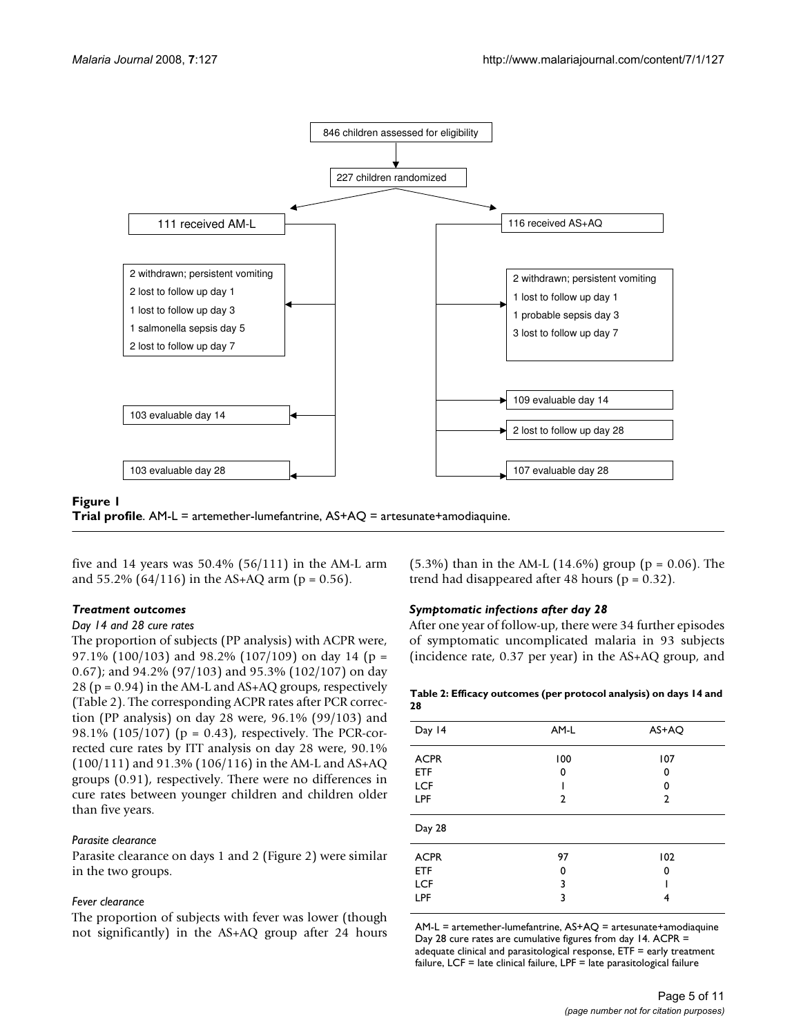846 children assessed for eligibility

227 children randomized

| 111 received AM-L | 116 received AS+AQ |
|---|---|
| 2 withdrawn; persistent vomiting | 2 withdrawn; persistent vomiting |
| 2 lost to follow up day 1 | 1 lost to follow up day 1 |
| 1 lost to follow up day 3 | 1 probable sepsis day 3 |
| 1 salmonella sepsis day 5 | 3 lost to follow up day 7 |
| 2 lost to follow up day 7 | |
| 103 evaluable day 14 | 109 evaluable day 14 |
| | 2 lost to follow up day 28 |
| 103 evaluable day 28 | 107 evaluable day 28 |

**Figure 1**
**Trial profile**. AM-L = artemether-lumefantrine, AS+AQ = artesunate+amodiaquine.

five and 14 years was 50.4% (56/111) in the AM-L arm and 55.2% (64/116) in the AS+AQ arm (p = 0.56).

### *Treatment outcomes*

*Day 14 and 28 cure rates*

The proportion of subjects (PP analysis) with ACPR were, 97.1% (100/103) and 98.2% (107/109) on day 14 (p = 0.67); and 94.2% (97/103) and 95.3% (102/107) on day 28 (p = 0.94) in the AM-L and AS+AQ groups, respectively (Table 2). The corresponding ACPR rates after PCR correction (PP analysis) on day 28 were, 96.1% (99/103) and 98.1% (105/107) (p = 0.43), respectively. The PCR-corrected cure rates by ITT analysis on day 28 were, 90.1% (100/111) and 91.3% (106/116) in the AM-L and AS+AQ groups (0.91), respectively. There were no differences in cure rates between younger children and children older than five years.

*Parasite clearance*

Parasite clearance on days 1 and 2 (Figure 2) were similar in the two groups.

*Fever clearance*

The proportion of subjects with fever was lower (though not significantly) in the AS+AQ group after 24 hours (5.3%) than in the AM-L (14.6%) group (p = 0.06). The trend had disappeared after 48 hours (p = 0.32).

### *Symptomatic infections after day 28*

After one year of follow-up, there were 34 further episodes of symptomatic uncomplicated malaria in 93 subjects (incidence rate, 0.37 per year) in the AS+AQ group, and

**Table 2: Efficacy outcomes (per protocol analysis) on days 14 and 28**

| Day 14 | AM-L | AS+AQ |
|---|---|---|
| ACPR | 100 | 107 |
| ETF | 0 | 0 |
| LCF | 1 | 0 |
| LPF | 2 | 2 |
| **Day 28** | | |
| ACPR | 97 | 102 |
| ETF | 0 | 0 |
| LCF | 3 | 1 |
| LPF | 3 | 4 |

AM-L = artemether-lumefantrine, AS+AQ = artesunate+amodiaquine
Day 28 cure rates are cumulative figures from day 14. ACPR = adequate clinical and parasitological response, ETF = early treatment failure, LCF = late clinical failure, LPF = late parasitological failure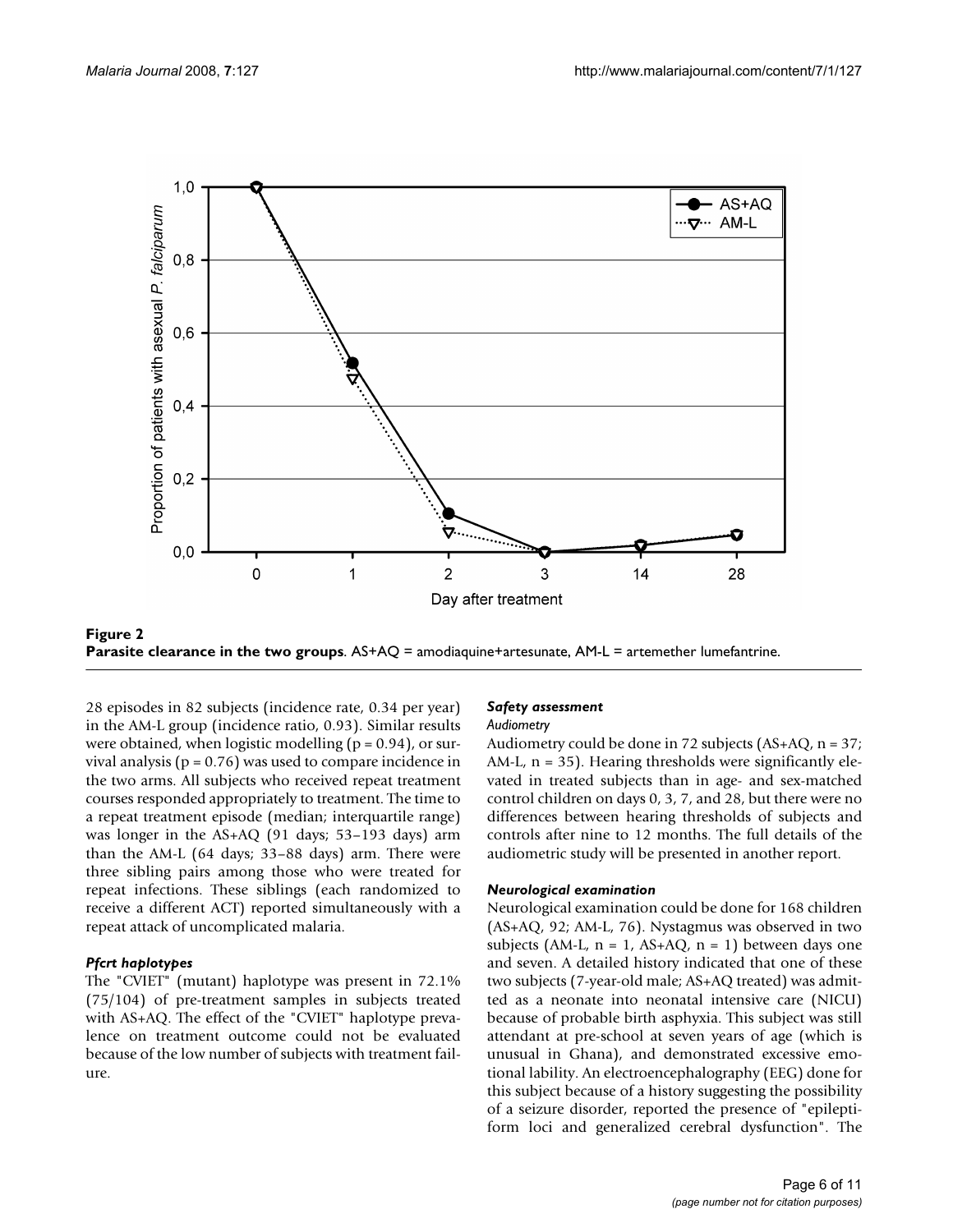**Figure 2**
**Parasite clearance in the two groups**. AS+AQ = amodiaquine+artesunate, AM-L = artemether lumefantrine.

28 episodes in 82 subjects (incidence rate, 0.34 per year) in the AM-L group (incidence ratio, 0.93). Similar results were obtained, when logistic modelling ($p = 0.94$), or survival analysis ($p = 0.76$) was used to compare incidence in the two arms. All subjects who received repeat treatment courses responded appropriately to treatment. The time to a repeat treatment episode (median; interquartile range) was longer in the AS+AQ (91 days; 53–193 days) arm than the AM-L (64 days; 33–88 days) arm. There were three sibling pairs among those who were treated for repeat infections. These siblings (each randomized to receive a different ACT) reported simultaneously with a repeat attack of uncomplicated malaria.

### *Pfcrt haplotypes*

The "CVIET" (mutant) haplotype was present in 72.1% (75/104) of pre-treatment samples in subjects treated with AS+AQ. The effect of the "CVIET" haplotype prevalence on treatment outcome could not be evaluated because of the low number of subjects with treatment failure.

### *Safety assessment*

#### *Audiometry*

Audiometry could be done in 72 subjects (AS+AQ, n = 37; AM-L, n = 35). Hearing thresholds were significantly elevated in treated subjects than in age- and sex-matched control children on days 0, 3, 7, and 28, but there were no differences between hearing thresholds of subjects and controls after nine to 12 months. The full details of the audiometric study will be presented in another report.

### *Neurological examination*

Neurological examination could be done for 168 children (AS+AQ, 92; AM-L, 76). Nystagmus was observed in two subjects (AM-L, n = 1, AS+AQ, n = 1) between days one and seven. A detailed history indicated that one of these two subjects (7-year-old male; AS+AQ treated) was admitted as a neonate into neonatal intensive care (NICU) because of probable birth asphyxia. This subject was still attendant at pre-school at seven years of age (which is unusual in Ghana), and demonstrated excessive emotional lability. An electroencephalography (EEG) done for this subject because of a history suggesting the possibility of a seizure disorder, reported the presence of "epileptiform loci and generalized cerebral dysfunction". The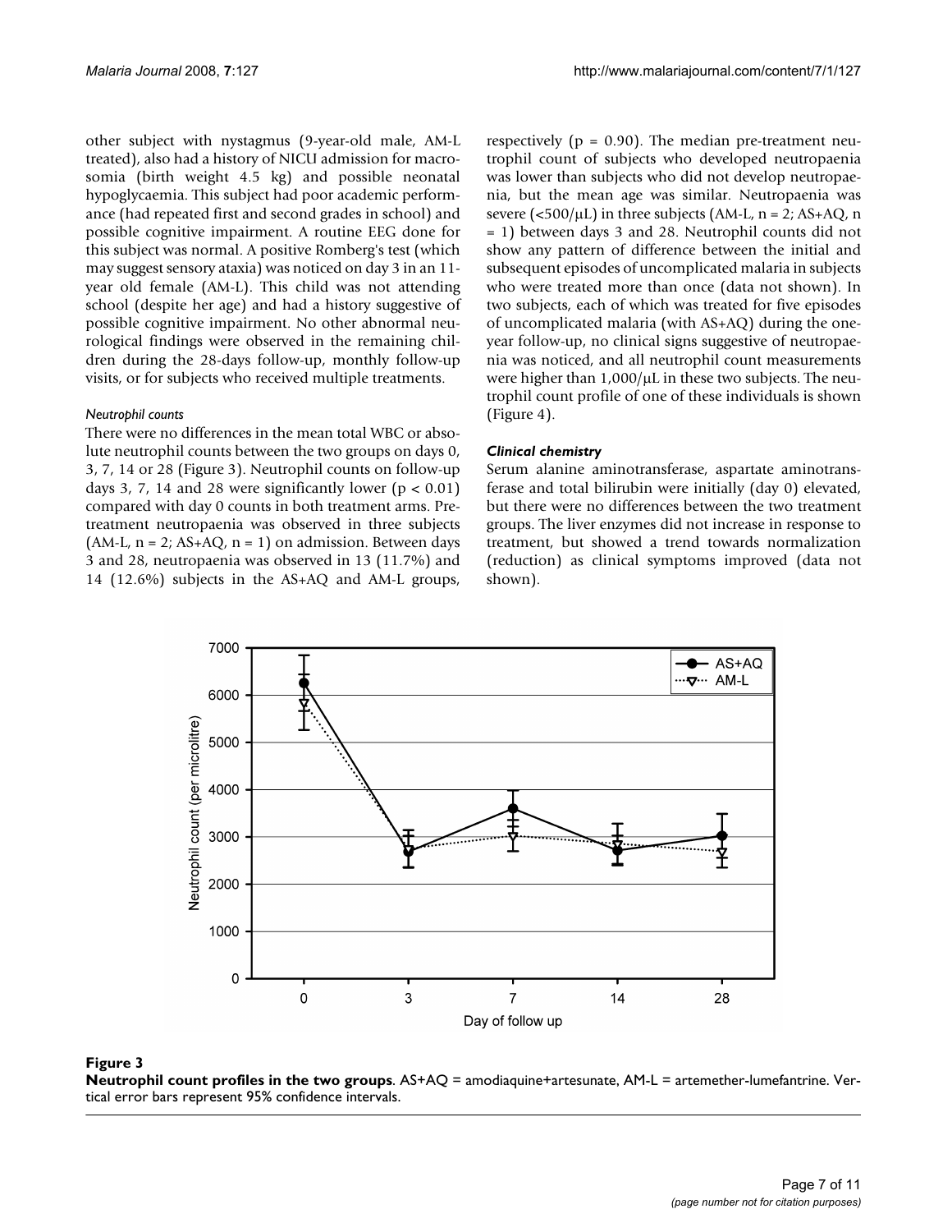other subject with nystagmus (9-year-old male, AM-L treated), also had a history of NICU admission for macrosomia (birth weight 4.5 kg) and possible neonatal hypoglycaemia. This subject had poor academic performance (had repeated first and second grades in school) and possible cognitive impairment. A routine EEG done for this subject was normal. A positive Romberg's test (which may suggest sensory ataxia) was noticed on day 3 in an 11-year old female (AM-L). This child was not attending school (despite her age) and had a history suggestive of possible cognitive impairment. No other abnormal neurological findings were observed in the remaining children during the 28-days follow-up, monthly follow-up visits, or for subjects who received multiple treatments.

#### *Neutrophil counts*

There were no differences in the mean total WBC or absolute neutrophil counts between the two groups on days 0, 3, 7, 14 or 28 (Figure 3). Neutrophil counts on follow-up days 3, 7, 14 and 28 were significantly lower ($p < 0.01$) compared with day 0 counts in both treatment arms. Pre-treatment neutropaenia was observed in three subjects (AM-L, n = 2; AS+AQ, n = 1) on admission. Between days 3 and 28, neutropaenia was observed in 13 (11.7%) and 14 (12.6%) subjects in the AS+AQ and AM-L groups, respectively ($p = 0.90$). The median pre-treatment neutrophil count of subjects who developed neutropaenia was lower than subjects who did not develop neutropaenia, but the mean age was similar. Neutropaenia was severe (<500/μL) in three subjects (AM-L, n = 2; AS+AQ, n = 1) between days 3 and 28. Neutrophil counts did not show any pattern of difference between the initial and subsequent episodes of uncomplicated malaria in subjects who were treated more than once (data not shown). In two subjects, each of which was treated for five episodes of uncomplicated malaria (with AS+AQ) during the one-year follow-up, no clinical signs suggestive of neutropaenia was noticed, and all neutrophil count measurements were higher than 1,000/μL in these two subjects. The neutrophil count profile of one of these individuals is shown (Figure 4).

#### *Clinical chemistry*

Serum alanine aminotransferase, aspartate aminotransferase and total bilirubin were initially (day 0) elevated, but there were no differences between the two treatment groups. The liver enzymes did not increase in response to treatment, but showed a trend towards normalization (reduction) as clinical symptoms improved (data not shown).

**Figure 3**
**Neutrophil count profiles in the two groups**. AS+AQ = amodiaquine+artesunate, AM-L = artemether-lumefantrine. Vertical error bars represent 95% confidence intervals.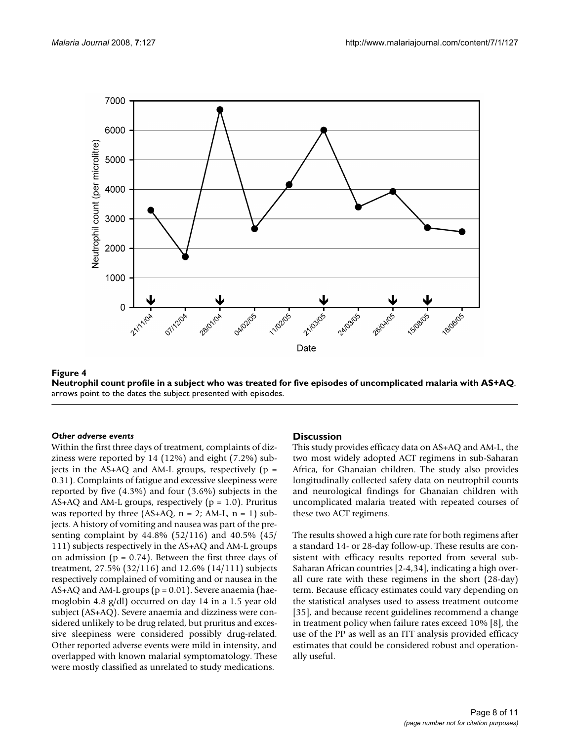**Figure 4**

**Neutrophil count profile in a subject who was treated for five episodes of uncomplicated malaria with AS+AQ**. arrows point to the dates the subject presented with episodes.

#### *Other adverse events*

Within the first three days of treatment, complaints of dizziness were reported by 14 (12%) and eight (7.2%) subjects in the AS+AQ and AM-L groups, respectively (p = 0.31). Complaints of fatigue and excessive sleepiness were reported by five (4.3%) and four (3.6%) subjects in the AS+AQ and AM-L groups, respectively (p = 1.0). Pruritus was reported by three (AS+AQ, n = 2; AM-L, n = 1) subjects. A history of vomiting and nausea was part of the presenting complaint by 44.8% (52/116) and 40.5% (45/111) subjects respectively in the AS+AQ and AM-L groups on admission (p = 0.74). Between the first three days of treatment, 27.5% (32/116) and 12.6% (14/111) subjects respectively complained of vomiting and or nausea in the AS+AQ and AM-L groups (p = 0.01). Severe anaemia (haemoglobin 4.8 g/dl) occurred on day 14 in a 1.5 year old subject (AS+AQ). Severe anaemia and dizziness were considered unlikely to be drug related, but pruritus and excessive sleepiness were considered possibly drug-related. Other reported adverse events were mild in intensity, and overlapped with known malarial symptomatology. These were mostly classified as unrelated to study medications.

## Discussion

This study provides efficacy data on AS+AQ and AM-L, the two most widely adopted ACT regimens in sub-Saharan Africa, for Ghanaian children. The study also provides longitudinally collected safety data on neutrophil counts and neurological findings for Ghanaian children with uncomplicated malaria treated with repeated courses of these two ACT regimens.

The results showed a high cure rate for both regimens after a standard 14- or 28-day follow-up. These results are consistent with efficacy results reported from several sub-Saharan African countries [2-4,34], indicating a high overall cure rate with these regimens in the short (28-day) term. Because efficacy estimates could vary depending on the statistical analyses used to assess treatment outcome [35], and because recent guidelines recommend a change in treatment policy when failure rates exceed 10% [8], the use of the PP as well as an ITT analysis provided efficacy estimates that could be considered robust and operationally useful.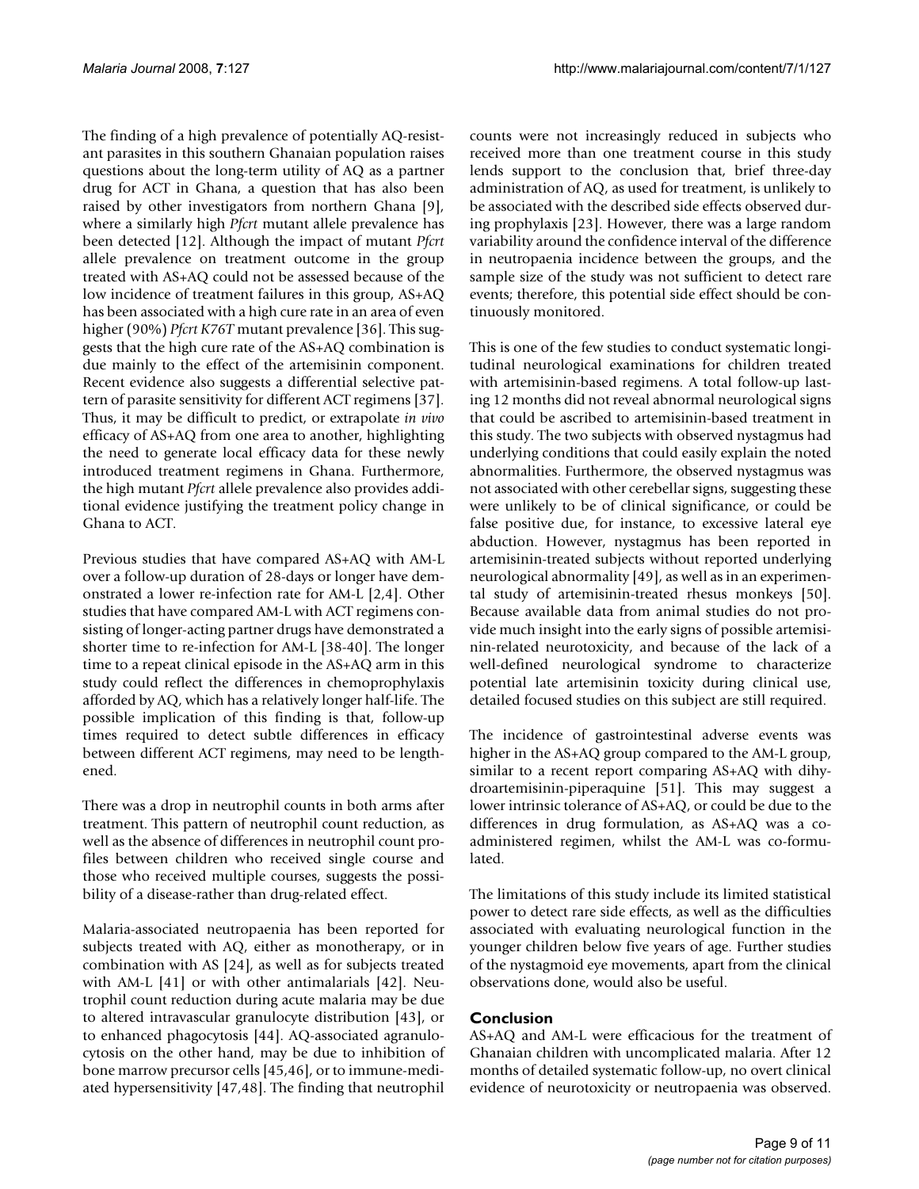The finding of a high prevalence of potentially AQ-resistant parasites in this southern Ghanaian population raises questions about the long-term utility of AQ as a partner drug for ACT in Ghana, a question that has also been raised by other investigators from northern Ghana [9], where a similarly high *Pfcrt* mutant allele prevalence has been detected [12]. Although the impact of mutant *Pfcrt* allele prevalence on treatment outcome in the group treated with AS+AQ could not be assessed because of the low incidence of treatment failures in this group, AS+AQ has been associated with a high cure rate in an area of even higher (90%) *Pfcrt K76T* mutant prevalence [36]. This suggests that the high cure rate of the AS+AQ combination is due mainly to the effect of the artemisinin component. Recent evidence also suggests a differential selective pattern of parasite sensitivity for different ACT regimens [37]. Thus, it may be difficult to predict, or extrapolate *in vivo* efficacy of AS+AQ from one area to another, highlighting the need to generate local efficacy data for these newly introduced treatment regimens in Ghana. Furthermore, the high mutant *Pfcrt* allele prevalence also provides additional evidence justifying the treatment policy change in Ghana to ACT.

Previous studies that have compared AS+AQ with AM-L over a follow-up duration of 28-days or longer have demonstrated a lower re-infection rate for AM-L [2,4]. Other studies that have compared AM-L with ACT regimens consisting of longer-acting partner drugs have demonstrated a shorter time to re-infection for AM-L [38-40]. The longer time to a repeat clinical episode in the AS+AQ arm in this study could reflect the differences in chemoprophylaxis afforded by AQ, which has a relatively longer half-life. The possible implication of this finding is that, follow-up times required to detect subtle differences in efficacy between different ACT regimens, may need to be lengthened.

There was a drop in neutrophil counts in both arms after treatment. This pattern of neutrophil count reduction, as well as the absence of differences in neutrophil count profiles between children who received single course and those who received multiple courses, suggests the possibility of a disease-rather than drug-related effect.

Malaria-associated neutropaenia has been reported for subjects treated with AQ, either as monotherapy, or in combination with AS [24], as well as for subjects treated with AM-L [41] or with other antimalarials [42]. Neutrophil count reduction during acute malaria may be due to altered intravascular granulocyte distribution [43], or to enhanced phagocytosis [44]. AQ-associated agranulocytosis on the other hand, may be due to inhibition of bone marrow precursor cells [45,46], or to immune-mediated hypersensitivity [47,48]. The finding that neutrophil counts were not increasingly reduced in subjects who received more than one treatment course in this study lends support to the conclusion that, brief three-day administration of AQ, as used for treatment, is unlikely to be associated with the described side effects observed during prophylaxis [23]. However, there was a large random variability around the confidence interval of the difference in neutropaenia incidence between the groups, and the sample size of the study was not sufficient to detect rare events; therefore, this potential side effect should be continuously monitored.

This is one of the few studies to conduct systematic longitudinal neurological examinations for children treated with artemisinin-based regimens. A total follow-up lasting 12 months did not reveal abnormal neurological signs that could be ascribed to artemisinin-based treatment in this study. The two subjects with observed nystagmus had underlying conditions that could easily explain the noted abnormalities. Furthermore, the observed nystagmus was not associated with other cerebellar signs, suggesting these were unlikely to be of clinical significance, or could be false positive due, for instance, to excessive lateral eye abduction. However, nystagmus has been reported in artemisinin-treated subjects without reported underlying neurological abnormality [49], as well as in an experimental study of artemisinin-treated rhesus monkeys [50]. Because available data from animal studies do not provide much insight into the early signs of possible artemisinin-related neurotoxicity, and because of the lack of a well-defined neurological syndrome to characterize potential late artemisinin toxicity during clinical use, detailed focused studies on this subject are still required.

The incidence of gastrointestinal adverse events was higher in the AS+AQ group compared to the AM-L group, similar to a recent report comparing AS+AQ with dihydroartemisinin-piperaquine [51]. This may suggest a lower intrinsic tolerance of AS+AQ, or could be due to the differences in drug formulation, as AS+AQ was a co-administered regimen, whilst the AM-L was co-formulated.

The limitations of this study include its limited statistical power to detect rare side effects, as well as the difficulties associated with evaluating neurological function in the younger children below five years of age. Further studies of the nystagmoid eye movements, apart from the clinical observations done, would also be useful.

## Conclusion

AS+AQ and AM-L were efficacious for the treatment of Ghanaian children with uncomplicated malaria. After 12 months of detailed systematic follow-up, no overt clinical evidence of neurotoxicity or neutropaenia was observed.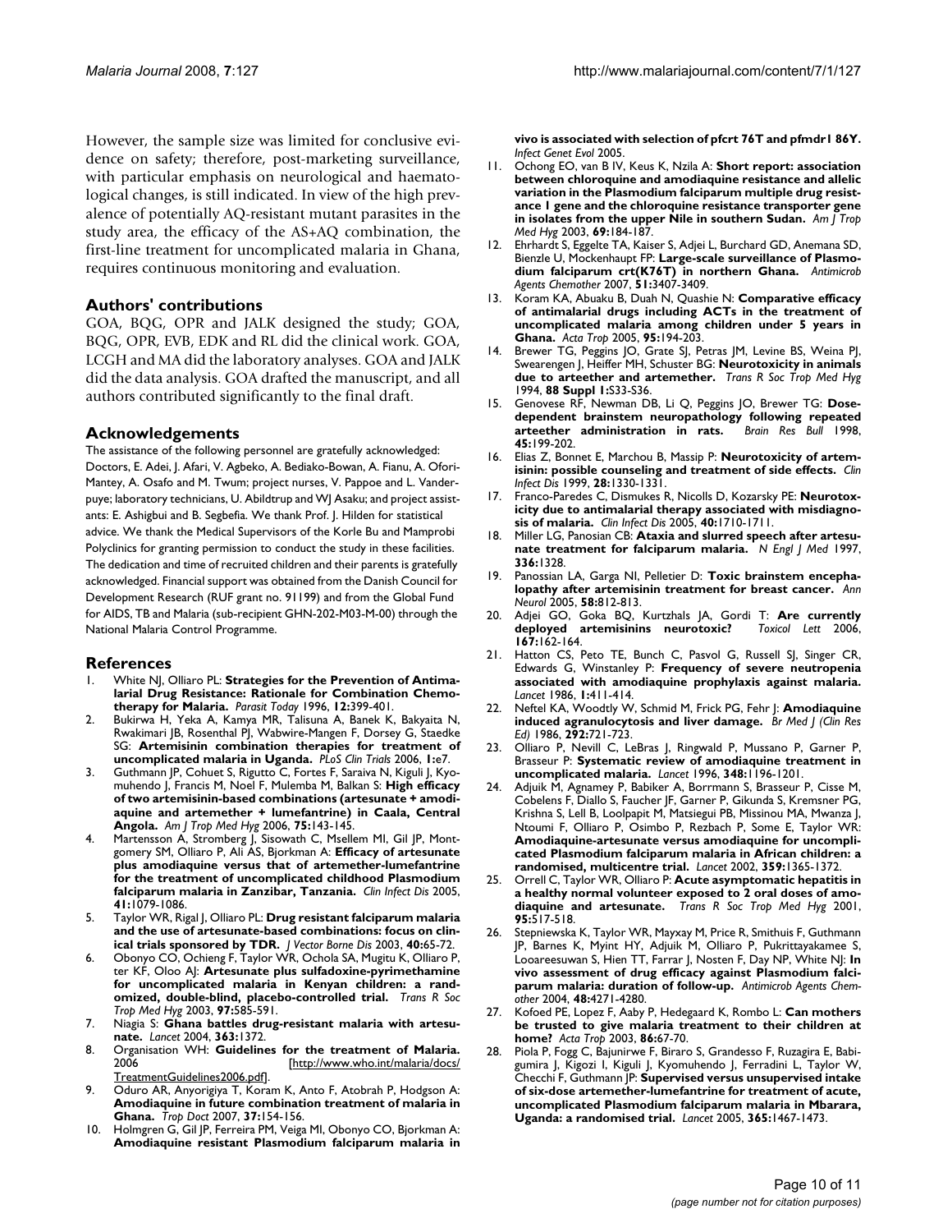However, the sample size was limited for conclusive evidence on safety; therefore, post-marketing surveillance, with particular emphasis on neurological and haematological changes, is still indicated. In view of the high prevalence of potentially AQ-resistant mutant parasites in the study area, the efficacy of the AS+AQ combination, the first-line treatment for uncomplicated malaria in Ghana, requires continuous monitoring and evaluation.

## Authors' contributions

GOA, BQG, OPR and JALK designed the study; GOA, BQG, OPR, EVB, EDK and RL did the clinical work. GOA, LCGH and MA did the laboratory analyses. GOA and JALK did the data analysis. GOA drafted the manuscript, and all authors contributed significantly to the final draft.

## Acknowledgements

The assistance of the following personnel are gratefully acknowledged: Doctors, E. Adei, J. Afari, V. Agbeko, A. Bediako-Bowan, A. Fianu, A. Ofori-Mantey, A. Osafo and M. Twum; project nurses, V. Pappoe and L. Vanderpuye; laboratory technicians, U. Abildtrup and WJ Asaku; and project assistants: E. Ashigbui and B. Segbefia. We thank Prof. J. Hilden for statistical advice. We thank the Medical Supervisors of the Korle Bu and Mamprobi Polyclinics for granting permission to conduct the study in these facilities. The dedication and time of recruited children and their parents is gratefully acknowledged. Financial support was obtained from the Danish Council for Development Research (RUF grant no. 91199) and from the Global Fund for AIDS, TB and Malaria (sub-recipient GHN-202-M03-M-00) through the National Malaria Control Programme.

## References

1. White NJ, Olliaro PL: **Strategies for the Prevention of Antimalarial Drug Resistance: Rationale for Combination Chemotherapy for Malaria.** *Parasit Today* 1996, **12:**399-401.
2. Bukirwa H, Yeka A, Kamya MR, Talisuna A, Banek K, Bakyaita N, Rwakimari JB, Rosenthal PJ, Wabwire-Mangen F, Dorsey G, Staedke SG: **Artemisinin combination therapies for treatment of uncomplicated malaria in Uganda.** *PLoS Clin Trials* 2006, **1:**e7.
3. Guthmann JP, Cohuet S, Rigutto C, Fortes F, Saraiva N, Kiguli J, Kyomuhendo J, Francis M, Noel F, Mulemba M, Balkan S: **High efficacy of two artemisinin-based combinations (artesunate + amodiaquine and artemether + lumefantrine) in Caala, Central Angola.** *Am J Trop Med Hyg* 2006, **75:**143-145.
4. Martensson A, Stromberg J, Sisowath C, Msellem MI, Gil JP, Montgomery SM, Olliaro P, Ali AS, Bjorkman A: **Efficacy of artesunate plus amodiaquine versus that of artemether-lumefantrine for the treatment of uncomplicated childhood Plasmodium falciparum malaria in Zanzibar, Tanzania.** *Clin Infect Dis* 2005, **41:**1079-1086.
5. Taylor WR, Rigal J, Olliaro PL: **Drug resistant falciparum malaria and the use of artesunate-based combinations: focus on clinical trials sponsored by TDR.** *J Vector Borne Dis* 2003, **40:**65-72.
6. Obonyo CO, Ochieng F, Taylor WR, Ochola SA, Mugitu K, Olliaro P, ter KF, Oloo AJ: **Artesunate plus sulfadoxine-pyrimethamine for uncomplicated malaria in Kenyan children: a randomized, double-blind, placebo-controlled trial.** *Trans R Soc Trop Med Hyg* 2003, **97:**585-591.
7. Niagia S: **Ghana battles drug-resistant malaria with artesunate.** *Lancet* 2004, **363:**1372.
8. Organisation WH: **Guidelines for the treatment of Malaria.** 2006 [http://www.who.int/malaria/docs/TreatmentGuidelines2006.pdf].
9. Oduro AR, Anyorigiya T, Koram K, Anto F, Atobrah P, Hodgson A: **Amodiaquine in future combination treatment of malaria in Ghana.** *Trop Doct* 2007, **37:**154-156.
10. Holmgren G, Gil JP, Ferreira PM, Veiga MI, Obonyo CO, Bjorkman A: **Amodiaquine resistant Plasmodium falciparum malaria in vivo is associated with selection of pfcrt 76T and pfmdr1 86Y.** *Infect Genet Evol* 2005.
11. Ochong EO, van B IV, Keus K, Nzila A: **Short report: association between chloroquine and amodiaquine resistance and allelic variation in the Plasmodium falciparum multiple drug resistance 1 gene and the chloroquine resistance transporter gene in isolates from the upper Nile in southern Sudan.** *Am J Trop Med Hyg* 2003, **69:**184-187.
12. Ehrhardt S, Eggelte TA, Kaiser S, Adjei L, Burchard GD, Anemana SD, Bienzle U, Mockenhaupt FP: **Large-scale surveillance of Plasmodium falciparum crt(K76T) in northern Ghana.** *Antimicrob Agents Chemother* 2007, **51:**3407-3409.
13. Koram KA, Abuaku B, Duah N, Quashie N: **Comparative efficacy of antimalarial drugs including ACTs in the treatment of uncomplicated malaria among children under 5 years in Ghana.** *Acta Trop* 2005, **95:**194-203.
14. Brewer TG, Peggins JO, Grate SJ, Petras JM, Levine BS, Weina PJ, Swearengen J, Heiffer MH, Schuster BG: **Neurotoxicity in animals due to arteether and artemether.** *Trans R Soc Trop Med Hyg* 1994, **88 Suppl 1:**S33-S36.
15. Genovese RF, Newman DB, Li Q, Peggins JO, Brewer TG: **Dose-dependent brainstem neuropathology following repeated arteether administration in rats.** *Brain Res Bull* 1998, **45:**199-202.
16. Elias Z, Bonnet E, Marchou B, Massip P: **Neurotoxicity of artemisinin: possible counseling and treatment of side effects.** *Clin Infect Dis* 1999, **28:**1330-1331.
17. Franco-Paredes C, Dismukes R, Nicolls D, Kozarsky PE: **Neurotoxicity due to antimalarial therapy associated with misdiagnosis of malaria.** *Clin Infect Dis* 2005, **40:**1710-1711.
18. Miller LG, Panosian CB: **Ataxia and slurred speech after artesunate treatment for falciparum malaria.** *N Engl J Med* 1997, **336:**1328.
19. Panossian LA, Garga NI, Pelletier D: **Toxic brainstem encephalopathy after artemisinin treatment for breast cancer.** *Ann Neurol* 2005, **58:**812-813.
20. Adjei GO, Goka BQ, Kurtzhals JA, Gordi T: **Are currently deployed artemisinins neurotoxic?** *Toxicol Lett* 2006, **167:**162-164.
21. Hatton CS, Peto TE, Bunch C, Pasvol G, Russell SJ, Singer CR, Edwards G, Winstanley P: **Frequency of severe neutropenia associated with amodiaquine prophylaxis against malaria.** *Lancet* 1986, **1:**411-414.
22. Neftel KA, Woodtly W, Schmid M, Frick PG, Fehr J: **Amodiaquine induced agranulocytosis and liver damage.** *Br Med J (Clin Res Ed)* 1986, **292:**721-723.
23. Olliaro P, Nevill C, LeBras J, Ringwald P, Mussano P, Garner P, Brasseur P: **Systematic review of amodiaquine treatment in uncomplicated malaria.** *Lancet* 1996, **348:**1196-1201.
24. Adjuik M, Agnamey P, Babiker A, Borrmann S, Brasseur P, Cisse M, Cobelens F, Diallo S, Faucher JF, Garner P, Gikunda S, Kremsner PG, Krishna S, Lell B, Loolpapit M, Matsiegui PB, Missinou MA, Mwanza J, Ntoumi F, Olliaro P, Osimbo P, Rezbach P, Some E, Taylor WR: **Amodiaquine-artesunate versus amodiaquine for uncomplicated Plasmodium falciparum malaria in African children: a randomised, multicentre trial.** *Lancet* 2002, **359:**1365-1372.
25. Orrell C, Taylor WR, Olliaro P: **Acute asymptomatic hepatitis in a healthy normal volunteer exposed to 2 oral doses of amodiaquine and artesunate.** *Trans R Soc Trop Med Hyg* 2001, **95:**517-518.
26. Stepniewska K, Taylor WR, Mayxay M, Price R, Smithuis F, Guthmann JP, Barnes K, Myint HY, Adjuik M, Olliaro P, Pukrittayakamee S, Looareesuwan S, Hien TT, Farrar J, Nosten F, Day NP, White NJ: **In vivo assessment of drug efficacy against Plasmodium falciparum malaria: duration of follow-up.** *Antimicrob Agents Chemother* 2004, **48:**4271-4280.
27. Kofoed PE, Lopez F, Aaby P, Hedegaard K, Rombo L: **Can mothers be trusted to give malaria treatment to their children at home?** *Acta Trop* 2003, **86:**67-70.
28. Piola P, Fogg C, Bajunirwe F, Biraro S, Grandesso F, Ruzagira E, Babigumira J, Kigozi I, Kiguli J, Kyomuhendo J, Ferradini L, Taylor W, Checchi F, Guthmann JP: **Supervised versus unsupervised intake of six-dose artemether-lumefantrine for treatment of acute, uncomplicated Plasmodium falciparum malaria in Mbarara, Uganda: a randomised trial.** *Lancet* 2005, **365:**1467-1473.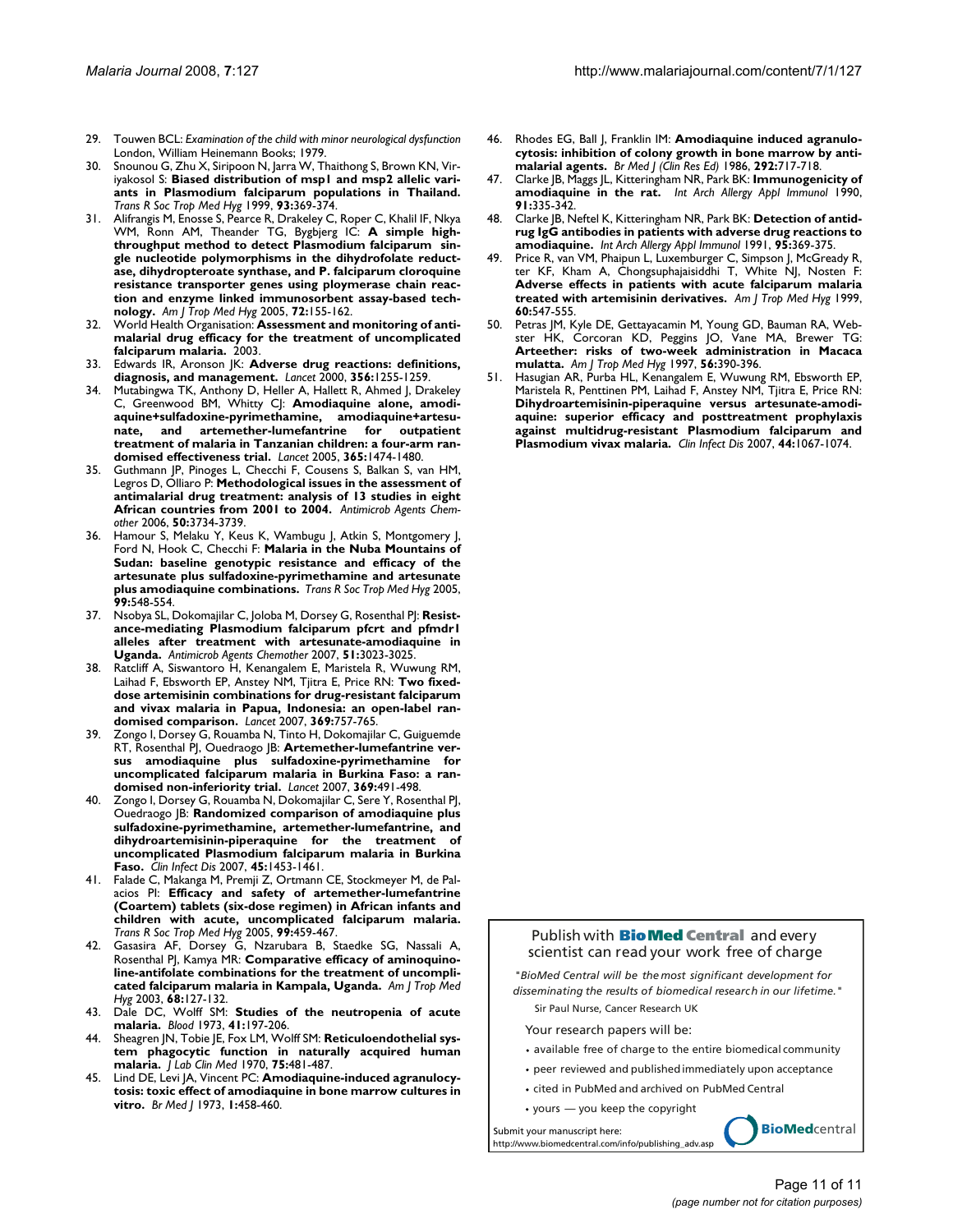29. Touwen BCL: *Examination of the child with minor neurological dysfunction* London, William Heinemann Books; 1979.
30. Snounou G, Zhu X, Siripoon N, Jarra W, Thaithong S, Brown KN, Viriyakosol S: **Biased distribution of msp1 and msp2 allelic variants in Plasmodium falciparum populations in Thailand.** *Trans R Soc Trop Med Hyg* 1999, **93:**369-374.
31. Alifrangis M, Enosse S, Pearce R, Drakeley C, Roper C, Khalil IF, Nkya WM, Ronn AM, Theander TG, Bygbjerg IC: **A simple high-throughput method to detect Plasmodium falciparum single nucleotide polymorphisms in the dihydrofolate reductase, dihydropteroate synthase, and P. falciparum cloroquine resistance transporter genes using ploymerase chain reaction and enzyme linked immunosorbent assay-based technology.** *Am J Trop Med Hyg* 2005, **72:**155-162.
32. World Health Organisation: **Assessment and monitoring of antimalarial drug efficacy for the treatment of uncomplicated falciparum malaria.** 2003.
33. Edwards IR, Aronson JK: **Adverse drug reactions: definitions, diagnosis, and management.** *Lancet* 2000, **356:**1255-1259.
34. Mutabingwa TK, Anthony D, Heller A, Hallett R, Ahmed J, Drakeley C, Greenwood BM, Whitty CJ: **Amodiaquine alone, amodiaquine+sulfadoxine-pyrimethamine, amodiaquine+artesunate, and artemether-lumefantrine for outpatient treatment of malaria in Tanzanian children: a four-arm randomised effectiveness trial.** *Lancet* 2005, **365:**1474-1480.
35. Guthmann JP, Pinoges L, Checchi F, Cousens S, Balkan S, van HM, Legros D, Olliaro P: **Methodological issues in the assessment of antimalarial drug treatment: analysis of 13 studies in eight African countries from 2001 to 2004.** *Antimicrob Agents Chemother* 2006, **50:**3734-3739.
36. Hamour S, Melaku Y, Keus K, Wambugu J, Atkin S, Montgomery J, Ford N, Hook C, Checchi F: **Malaria in the Nuba Mountains of Sudan: baseline genotypic resistance and efficacy of the artesunate plus sulfadoxine-pyrimethamine and artesunate plus amodiaquine combinations.** *Trans R Soc Trop Med Hyg* 2005, **99:**548-554.
37. Nsobya SL, Dokomajilar C, Joloba M, Dorsey G, Rosenthal PJ: **Resistance-mediating Plasmodium falciparum pfcrt and pfmdr1 alleles after treatment with artesunate-amodiaquine in Uganda.** *Antimicrob Agents Chemother* 2007, **51:**3023-3025.
38. Ratcliff A, Siswantoro H, Kenangalem E, Maristela R, Wuwung RM, Laihad F, Ebsworth EP, Anstey NM, Tjitra E, Price RN: **Two fixed-dose artemisinin combinations for drug-resistant falciparum and vivax malaria in Papua, Indonesia: an open-label randomised comparison.** *Lancet* 2007, **369:**757-765.
39. Zongo I, Dorsey G, Rouamba N, Tinto H, Dokomajilar C, Guiguemde RT, Rosenthal PJ, Ouedraogo JB: **Artemether-lumefantrine versus amodiaquine plus sulfadoxine-pyrimethamine for uncomplicated falciparum malaria in Burkina Faso: a randomised non-inferiority trial.** *Lancet* 2007, **369:**491-498.
40. Zongo I, Dorsey G, Rouamba N, Dokomajilar C, Sere Y, Rosenthal PJ, Ouedraogo JB: **Randomized comparison of amodiaquine plus sulfadoxine-pyrimethamine, artemether-lumefantrine, and dihydroartemisinin-piperaquine for the treatment of uncomplicated Plasmodium falciparum malaria in Burkina Faso.** *Clin Infect Dis* 2007, **45:**1453-1461.
41. Falade C, Makanga M, Premji Z, Ortmann CE, Stockmeyer M, de Palacios PI: **Efficacy and safety of artemether-lumefantrine (Coartem) tablets (six-dose regimen) in African infants and children with acute, uncomplicated falciparum malaria.** *Trans R Soc Trop Med Hyg* 2005, **99:**459-467.
42. Gasasira AF, Dorsey G, Nzarubara B, Staedke SG, Nassali A, Rosenthal PJ, Kamya MR: **Comparative efficacy of aminoquinoline-antifolate combinations for the treatment of uncomplicated falciparum malaria in Kampala, Uganda.** *Am J Trop Med Hyg* 2003, **68:**127-132.
43. Dale DC, Wolff SM: **Studies of the neutropenia of acute malaria.** *Blood* 1973, **41:**197-206.
44. Sheagren JN, Tobie JE, Fox LM, Wolff SM: **Reticuloendothelial system phagocytic function in naturally acquired human malaria.** *J Lab Clin Med* 1970, **75:**481-487.
45. Lind DE, Levi JA, Vincent PC: **Amodiaquine-induced agranulocytosis: toxic effect of amodiaquine in bone marrow cultures in vitro.** *Br Med J* 1973, **1:**458-460.
46. Rhodes EG, Ball J, Franklin IM: **Amodiaquine induced agranulocytosis: inhibition of colony growth in bone marrow by antimalarial agents.** *Br Med J (Clin Res Ed)* 1986, **292:**717-718.
47. Clarke JB, Maggs JL, Kitteringham NR, Park BK: **Immunogenicity of amodiaquine in the rat.** *Int Arch Allergy Appl Immunol* 1990, **91:**335-342.
48. Clarke JB, Neftel K, Kitteringham NR, Park BK: **Detection of antidrug IgG antibodies in patients with adverse drug reactions to amodiaquine.** *Int Arch Allergy Appl Immunol* 1991, **95:**369-375.
49. Price R, van VM, Phaipun L, Luxemburger C, Simpson J, McGready R, ter KF, Kham A, Chongsuphajaisiddhi T, White NJ, Nosten F: **Adverse effects in patients with acute falciparum malaria treated with artemisinin derivatives.** *Am J Trop Med Hyg* 1999, **60:**547-555.
50. Petras JM, Kyle DE, Gettayacamin M, Young GD, Bauman RA, Webster HK, Corcoran KD, Peggins JO, Vane MA, Brewer TG: **Arteether: risks of two-week administration in Macaca mulatta.** *Am J Trop Med Hyg* 1997, **56:**390-396.
51. Hasugian AR, Purba HL, Kenangalem E, Wuwung RM, Ebsworth EP, Maristela R, Penttinen PM, Laihad F, Anstey NM, Tjitra E, Price RN: **Dihydroartemisinin-piperaquine versus artesunate-amodiaquine: superior efficacy and posttreatment prophylaxis against multidrug-resistant Plasmodium falciparum and Plasmodium vivax malaria.** *Clin Infect Dis* 2007, **44:**1067-1074.

Publish with **BioMed Central** and every scientist can read your work free of charge

*"BioMed Central will be the most significant development for disseminating the results of biomedical research in our lifetime."*
Sir Paul Nurse, Cancer Research UK

Your research papers will be:

- available free of charge to the entire biomedical community
- peer reviewed and published immediately upon acceptance
- cited in PubMed and archived on PubMed Central
- yours — you keep the copyright

Submit your manuscript here:
http://www.biomedcentral.com/info/publishing_adv.asp

**BioMed**central